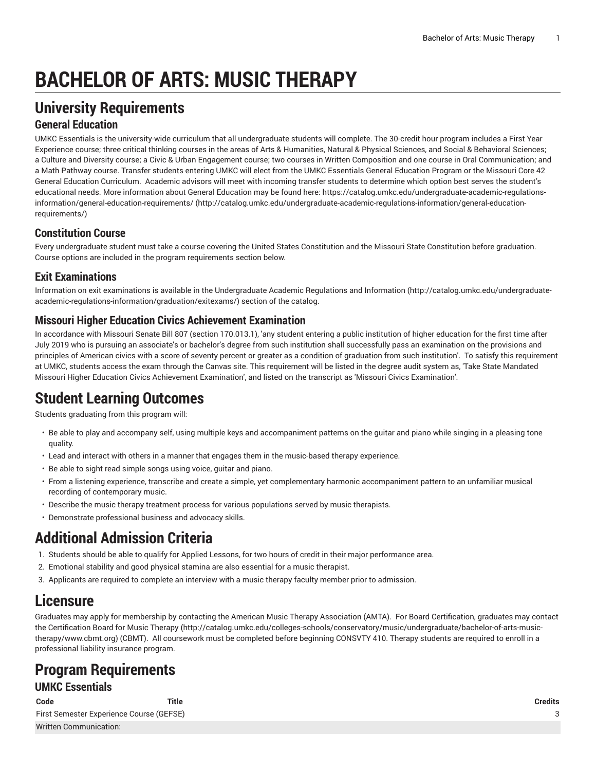# BACHELOR OF ARTS: MUSIC THERAPY

## University Requirements

### General Education

UMKC Essentials is the university-wide curriculum that all undergraduate students will complete. The 30-credit hour program includes a First Year Experience course; three critical thinking courses in the areas of Arts & Humanities, Natural & Physical Sciences, and Social & Behavioral Sciences; a Culture and Diversity course; a Civic & Urban Engagement course; two courses in Written Composition and one course in Oral Communication; and a Math Pathway course. Transfer students entering UMKC will elect from the UMKC Essentials General Education Program or the Missouri Core 42 General Education Curriculum. Academic advisors will meet with incoming transfer students to determine which option best serves the student's educational needs. More information about General Education may be found here: https://catalog.umkc.edu/undergraduate-academic-regulations-information/general-education-requirements/ (http://catalog.umkc.edu/undergraduate-academic-regulations-information/general-education-requirements/)

### Constitution Course

Every undergraduate student must take a course covering the United States Constitution and the Missouri State Constitution before graduation. Course options are included in the program requirements section below.

### Exit Examinations

Information on exit examinations is available in the Undergraduate Academic Regulations and Information (http://catalog.umkc.edu/undergraduate-academic-regulations-information/graduation/exitexams/) section of the catalog.

### Missouri Higher Education Civics Achievement Examination

In accordance with Missouri Senate Bill 807 (section 170.013.1), 'any student entering a public institution of higher education for the first time after July 2019 who is pursuing an associate's or bachelor's degree from such institution shall successfully pass an examination on the provisions and principles of American civics with a score of seventy percent or greater as a condition of graduation from such institution'. To satisfy this requirement at UMKC, students access the exam through the Canvas site. This requirement will be listed in the degree audit system as, 'Take State Mandated Missouri Higher Education Civics Achievement Examination', and listed on the transcript as 'Missouri Civics Examination'.

## Student Learning Outcomes

Students graduating from this program will:

- Be able to play and accompany self, using multiple keys and accompaniment patterns on the guitar and piano while singing in a pleasing tone quality.
- Lead and interact with others in a manner that engages them in the music-based therapy experience.
- Be able to sight read simple songs using voice, guitar and piano.
- From a listening experience, transcribe and create a simple, yet complementary harmonic accompaniment pattern to an unfamiliar musical recording of contemporary music.
- Describe the music therapy treatment process for various populations served by music therapists.
- Demonstrate professional business and advocacy skills.

## Additional Admission Criteria

1. Students should be able to qualify for Applied Lessons, for two hours of credit in their major performance area.
2. Emotional stability and good physical stamina are also essential for a music therapist.
3. Applicants are required to complete an interview with a music therapy faculty member prior to admission.

## Licensure

Graduates may apply for membership by contacting the American Music Therapy Association (AMTA). For Board Certification, graduates may contact the Certification Board for Music Therapy (http://catalog.umkc.edu/colleges-schools/conservatory/music/undergraduate/bachelor-of-arts-music-therapy/www.cbmt.org) (CBMT). All coursework must be completed before beginning CONSVTY 410. Therapy students are required to enroll in a professional liability insurance program.

## Program Requirements

### UMKC Essentials

| Code | Title | Credits |
|---|---|---|
| First Semester Experience Course (GEFSE) | | 3 |
| Written Communication: | | |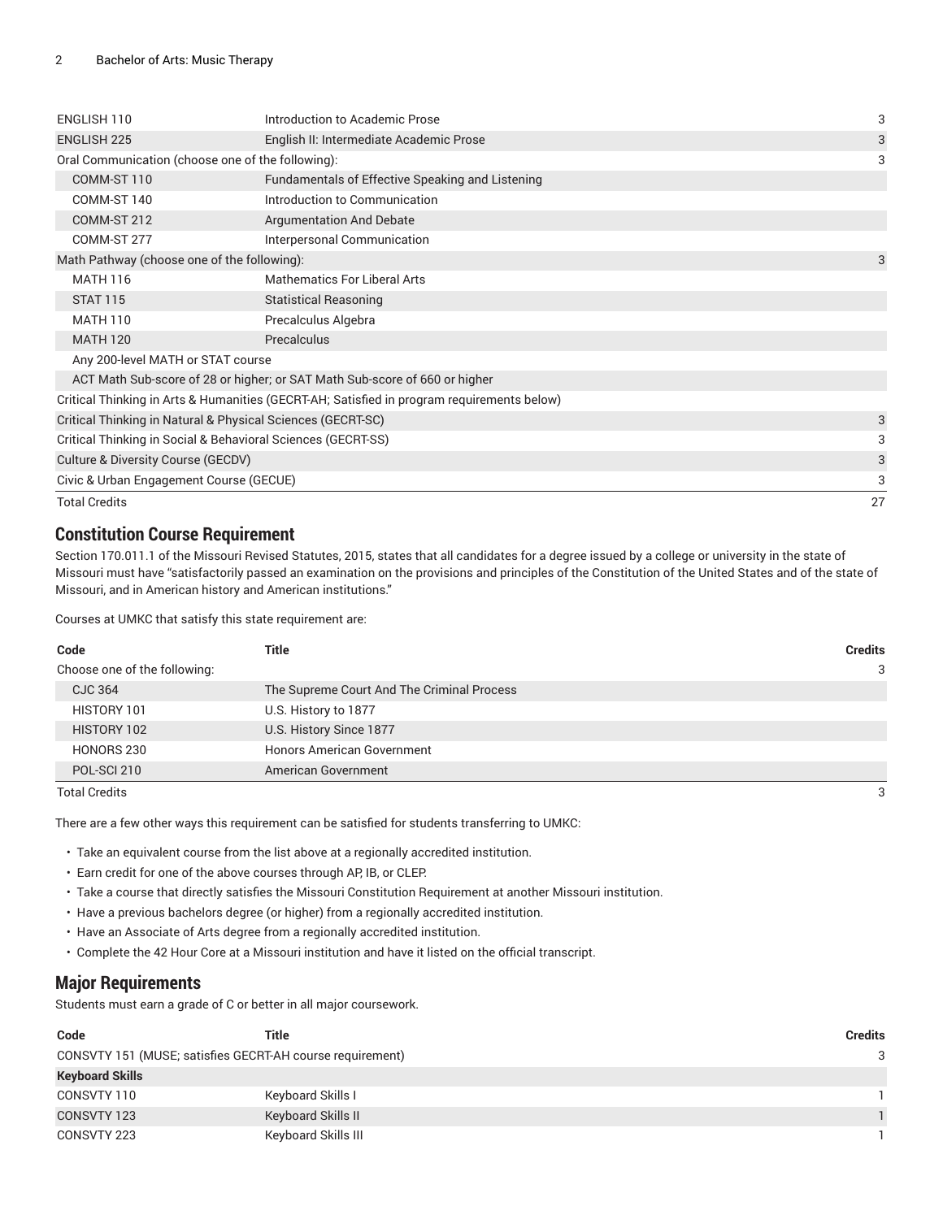| | | |
|---|---|---|
| ENGLISH 110 | Introduction to Academic Prose | 3 |
| ENGLISH 225 | English II: Intermediate Academic Prose | 3 |
| Oral Communication (choose one of the following): | | 3 |
| COMM-ST 110 | Fundamentals of Effective Speaking and Listening | |
| COMM-ST 140 | Introduction to Communication | |
| COMM-ST 212 | Argumentation And Debate | |
| COMM-ST 277 | Interpersonal Communication | |
| Math Pathway (choose one of the following): | | 3 |
| MATH 116 | Mathematics For Liberal Arts | |
| STAT 115 | Statistical Reasoning | |
| MATH 110 | Precalculus Algebra | |
| MATH 120 | Precalculus | |
| Any 200-level MATH or STAT course | | |
| ACT Math Sub-score of 28 or higher; or SAT Math Sub-score of 660 or higher | | |
| Critical Thinking in Arts & Humanities (GECRT-AH; Satisfied in program requirements below) | | |
| Critical Thinking in Natural & Physical Sciences (GECRT-SC) | | 3 |
| Critical Thinking in Social & Behavioral Sciences (GECRT-SS) | | 3 |
| Culture & Diversity Course (GECDV) | | 3 |
| Civic & Urban Engagement Course (GECUE) | | 3 |
| Total Credits | | 27 |

## Constitution Course Requirement

Section 170.011.1 of the Missouri Revised Statutes, 2015, states that all candidates for a degree issued by a college or university in the state of Missouri must have "satisfactorily passed an examination on the provisions and principles of the Constitution of the United States and of the state of Missouri, and in American history and American institutions."

Courses at UMKC that satisfy this state requirement are:

| Code | Title | Credits |
|---|---|---|
| Choose one of the following: | | 3 |
| CJC 364 | The Supreme Court And The Criminal Process | |
| HISTORY 101 | U.S. History to 1877 | |
| HISTORY 102 | U.S. History Since 1877 | |
| HONORS 230 | Honors American Government | |
| POL-SCI 210 | American Government | |
| Total Credits | | 3 |

There are a few other ways this requirement can be satisfied for students transferring to UMKC:

- Take an equivalent course from the list above at a regionally accredited institution.
- Earn credit for one of the above courses through AP, IB, or CLEP.
- Take a course that directly satisfies the Missouri Constitution Requirement at another Missouri institution.
- Have a previous bachelors degree (or higher) from a regionally accredited institution.
- Have an Associate of Arts degree from a regionally accredited institution.
- Complete the 42 Hour Core at a Missouri institution and have it listed on the official transcript.

## Major Requirements

Students must earn a grade of C or better in all major coursework.

| Code | Title | Credits |
|---|---|---|
| CONSVTY 151 (MUSE; satisfies GECRT-AH course requirement) | | 3 |
| **Keyboard Skills** | | |
| CONSVTY 110 | Keyboard Skills I | 1 |
| CONSVTY 123 | Keyboard Skills II | 1 |
| CONSVTY 223 | Keyboard Skills III | 1 |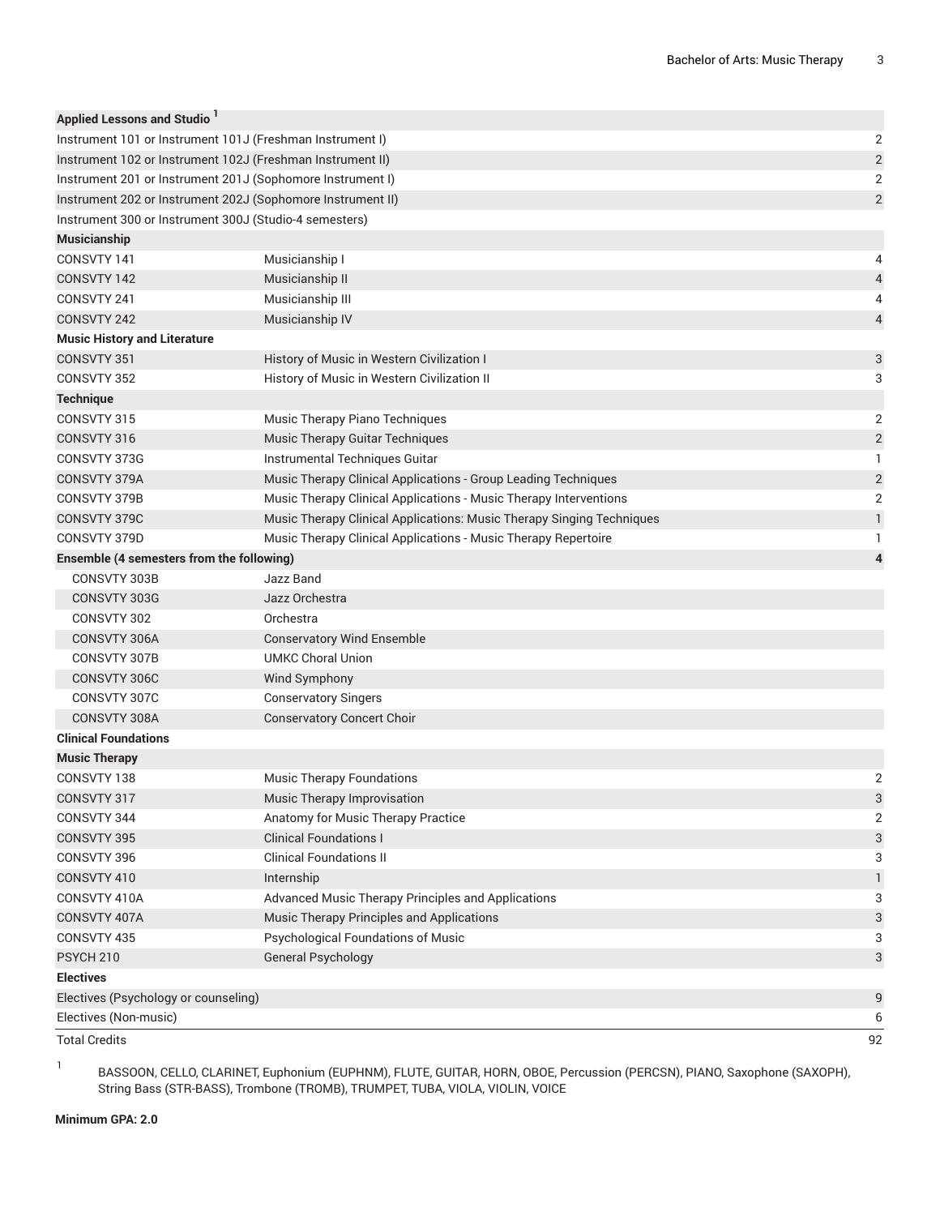| | | |
|---|---|---|
| **Applied Lessons and Studio [1]** | | |
| Instrument 101 or Instrument 101J (Freshman Instrument I) | | 2 |
| Instrument 102 or Instrument 102J (Freshman Instrument II) | | 2 |
| Instrument 201 or Instrument 201J (Sophomore Instrument I) | | 2 |
| Instrument 202 or Instrument 202J (Sophomore Instrument II) | | 2 |
| Instrument 300 or Instrument 300J (Studio-4 semesters) | | |
| **Musicianship** | | |
| CONSVTY 141 | Musicianship I | 4 |
| CONSVTY 142 | Musicianship II | 4 |
| CONSVTY 241 | Musicianship III | 4 |
| CONSVTY 242 | Musicianship IV | 4 |
| **Music History and Literature** | | |
| CONSVTY 351 | History of Music in Western Civilization I | 3 |
| CONSVTY 352 | History of Music in Western Civilization II | 3 |
| **Technique** | | |
| CONSVTY 315 | Music Therapy Piano Techniques | 2 |
| CONSVTY 316 | Music Therapy Guitar Techniques | 2 |
| CONSVTY 373G | Instrumental Techniques Guitar | 1 |
| CONSVTY 379A | Music Therapy Clinical Applications - Group Leading Techniques | 2 |
| CONSVTY 379B | Music Therapy Clinical Applications - Music Therapy Interventions | 2 |
| CONSVTY 379C | Music Therapy Clinical Applications: Music Therapy Singing Techniques | 1 |
| CONSVTY 379D | Music Therapy Clinical Applications - Music Therapy Repertoire | 1 |
| **Ensemble (4 semesters from the following)** | | **4** |
| CONSVTY 303B | Jazz Band | |
| CONSVTY 303G | Jazz Orchestra | |
| CONSVTY 302 | Orchestra | |
| CONSVTY 306A | Conservatory Wind Ensemble | |
| CONSVTY 307B | UMKC Choral Union | |
| CONSVTY 306C | Wind Symphony | |
| CONSVTY 307C | Conservatory Singers | |
| CONSVTY 308A | Conservatory Concert Choir | |
| **Clinical Foundations** | | |
| **Music Therapy** | | |
| CONSVTY 138 | Music Therapy Foundations | 2 |
| CONSVTY 317 | Music Therapy Improvisation | 3 |
| CONSVTY 344 | Anatomy for Music Therapy Practice | 2 |
| CONSVTY 395 | Clinical Foundations I | 3 |
| CONSVTY 396 | Clinical Foundations II | 3 |
| CONSVTY 410 | Internship | 1 |
| CONSVTY 410A | Advanced Music Therapy Principles and Applications | 3 |
| CONSVTY 407A | Music Therapy Principles and Applications | 3 |
| CONSVTY 435 | Psychological Foundations of Music | 3 |
| PSYCH 210 | General Psychology | 3 |
| **Electives** | | |
| Electives (Psychology or counseling) | | 9 |
| Electives (Non-music) | | 6 |
| Total Credits | | 92 |

[1] BASSOON, CELLO, CLARINET, Euphonium (EUPHNM), FLUTE, GUITAR, HORN, OBOE, Percussion (PERCSN), PIANO, Saxophone (SAXOPH), String Bass (STR-BASS), Trombone (TROMB), TRUMPET, TUBA, VIOLA, VIOLIN, VOICE

**Minimum GPA: 2.0**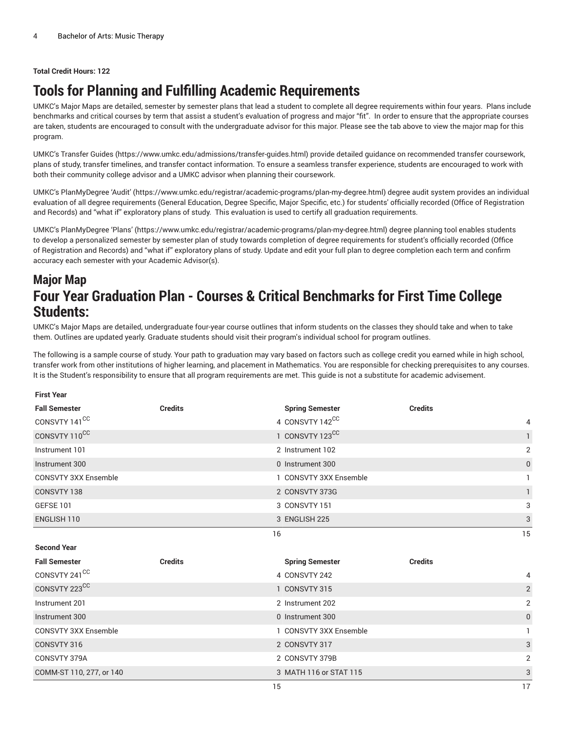**Total Credit Hours: 122**

# Tools for Planning and Fulfilling Academic Requirements

UMKC's Major Maps are detailed, semester by semester plans that lead a student to complete all degree requirements within four years. Plans include benchmarks and critical courses by term that assist a student's evaluation of progress and major "fit". In order to ensure that the appropriate courses are taken, students are encouraged to consult with the undergraduate advisor for this major. Please see the tab above to view the major map for this program.

UMKC's Transfer Guides (https://www.umkc.edu/admissions/transfer-guides.html) provide detailed guidance on recommended transfer coursework, plans of study, transfer timelines, and transfer contact information. To ensure a seamless transfer experience, students are encouraged to work with both their community college advisor and a UMKC advisor when planning their coursework.

UMKC's PlanMyDegree 'Audit' (https://www.umkc.edu/registrar/academic-programs/plan-my-degree.html) degree audit system provides an individual evaluation of all degree requirements (General Education, Degree Specific, Major Specific, etc.) for students' officially recorded (Office of Registration and Records) and "what if" exploratory plans of study. This evaluation is used to certify all graduation requirements.

UMKC's PlanMyDegree 'Plans' (https://www.umkc.edu/registrar/academic-programs/plan-my-degree.html) degree planning tool enables students to develop a personalized semester by semester plan of study towards completion of degree requirements for student's officially recorded (Office of Registration and Records) and "what if" exploratory plans of study. Update and edit your full plan to degree completion each term and confirm accuracy each semester with your Academic Advisor(s).

# Major Map

# Four Year Graduation Plan - Courses & Critical Benchmarks for First Time College Students:

UMKC's Major Maps are detailed, undergraduate four-year course outlines that inform students on the classes they should take and when to take them. Outlines are updated yearly. Graduate students should visit their program's individual school for program outlines.

The following is a sample course of study. Your path to graduation may vary based on factors such as college credit you earned while in high school, transfer work from other institutions of higher learning, and placement in Mathematics. You are responsible for checking prerequisites to any courses. It is the Student's responsibility to ensure that all program requirements are met. This guide is not a substitute for academic advisement.

**First Year**

| Fall Semester | Credits | Spring Semester | Credits |
|---|---|---|---|
| CONSVTY 141[CC] | 4 | CONSVTY 142[CC] | 4 |
| CONSVTY 110[CC] | 1 | CONSVTY 123[CC] | 1 |
| Instrument 101 | 2 | Instrument 102 | 2 |
| Instrument 300 | 0 | Instrument 300 | 0 |
| CONSVTY 3XX Ensemble | 1 | CONSVTY 3XX Ensemble | 1 |
| CONSVTY 138 | 2 | CONSVTY 373G | 1 |
| GEFSE 101 | 3 | CONSVTY 151 | 3 |
| ENGLISH 110 | 3 | ENGLISH 225 | 3 |
| | 16 | | 15 |

**Second Year**

| Fall Semester | Credits | Spring Semester | Credits |
|---|---|---|---|
| CONSVTY 241[CC] | 4 | CONSVTY 242 | 4 |
| CONSVTY 223[CC] | 1 | CONSVTY 315 | 2 |
| Instrument 201 | 2 | Instrument 202 | 2 |
| Instrument 300 | 0 | Instrument 300 | 0 |
| CONSVTY 3XX Ensemble | 1 | CONSVTY 3XX Ensemble | 1 |
| CONSVTY 316 | 2 | CONSVTY 317 | 3 |
| CONSVTY 379A | 2 | CONSVTY 379B | 2 |
| COMM-ST 110, 277, or 140 | 3 | MATH 116 or STAT 115 | 3 |
| | 15 | | 17 |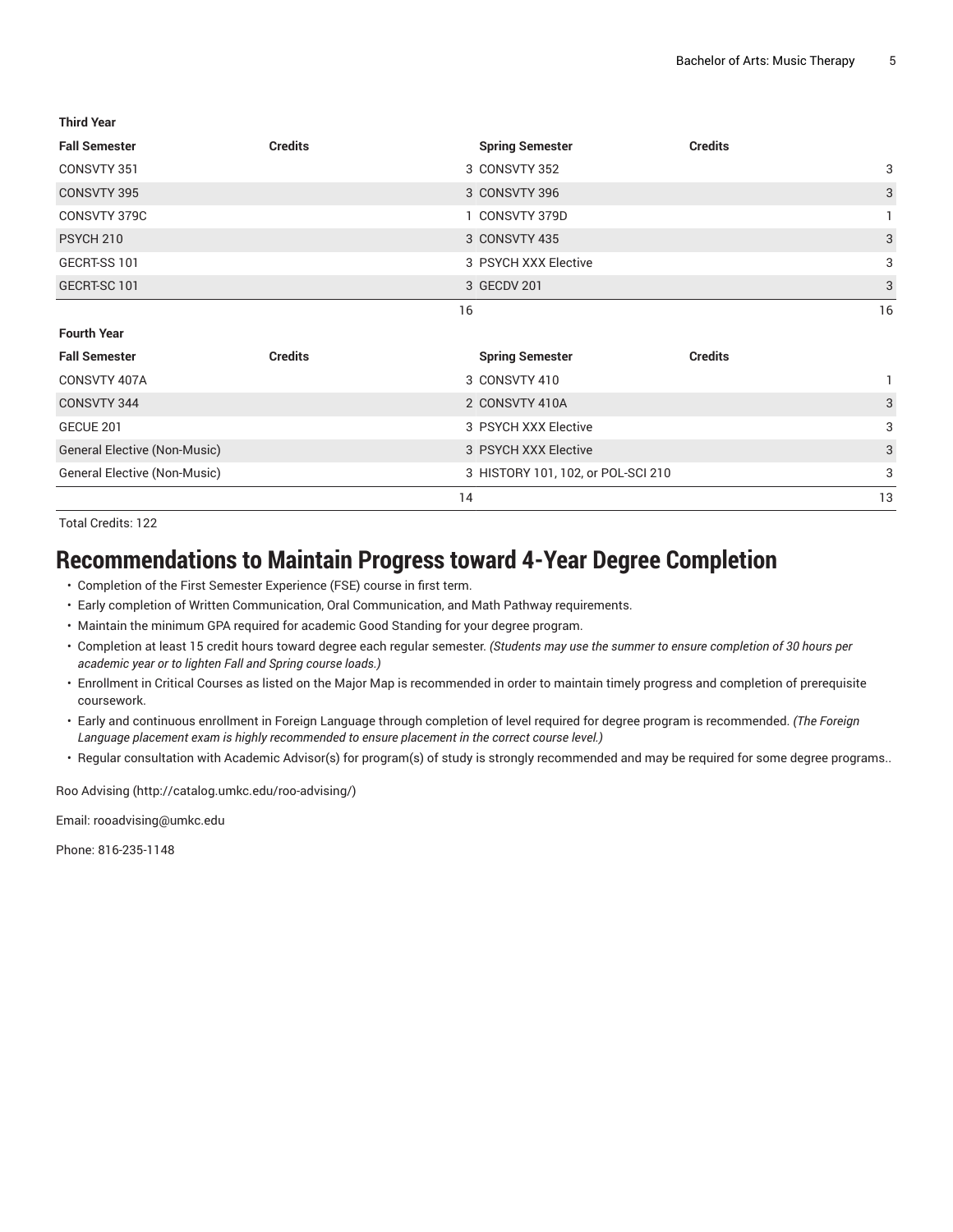**Third Year**

| Fall Semester | Credits | Spring Semester | Credits |
|---|---|---|---|
| CONSVTY 351 | 3 | CONSVTY 352 | 3 |
| CONSVTY 395 | 3 | CONSVTY 396 | 3 |
| CONSVTY 379C | 1 | CONSVTY 379D | 1 |
| PSYCH 210 | 3 | CONSVTY 435 | 3 |
| GECRT-SS 101 | 3 | PSYCH XXX Elective | 3 |
| GECRT-SC 101 | 3 | GECDV 201 | 3 |
| | 16 | | 16 |

**Fourth Year**

| Fall Semester | Credits | Spring Semester | Credits |
|---|---|---|---|
| CONSVTY 407A | 3 | CONSVTY 410 | 1 |
| CONSVTY 344 | 2 | CONSVTY 410A | 3 |
| GECUE 201 | 3 | PSYCH XXX Elective | 3 |
| General Elective (Non-Music) | 3 | PSYCH XXX Elective | 3 |
| General Elective (Non-Music) | 3 | HISTORY 101, 102, or POL-SCI 210 | 3 |
| | 14 | | 13 |

Total Credits: 122

# Recommendations to Maintain Progress toward 4-Year Degree Completion

- Completion of the First Semester Experience (FSE) course in first term.
- Early completion of Written Communication, Oral Communication, and Math Pathway requirements.
- Maintain the minimum GPA required for academic Good Standing for your degree program.
- Completion at least 15 credit hours toward degree each regular semester. *(Students may use the summer to ensure completion of 30 hours per academic year or to lighten Fall and Spring course loads.)*
- Enrollment in Critical Courses as listed on the Major Map is recommended in order to maintain timely progress and completion of prerequisite coursework.
- Early and continuous enrollment in Foreign Language through completion of level required for degree program is recommended. *(The Foreign Language placement exam is highly recommended to ensure placement in the correct course level.)*
- Regular consultation with Academic Advisor(s) for program(s) of study is strongly recommended and may be required for some degree programs..

Roo Advising (http://catalog.umkc.edu/roo-advising/)

Email: rooadvising@umkc.edu

Phone: 816-235-1148